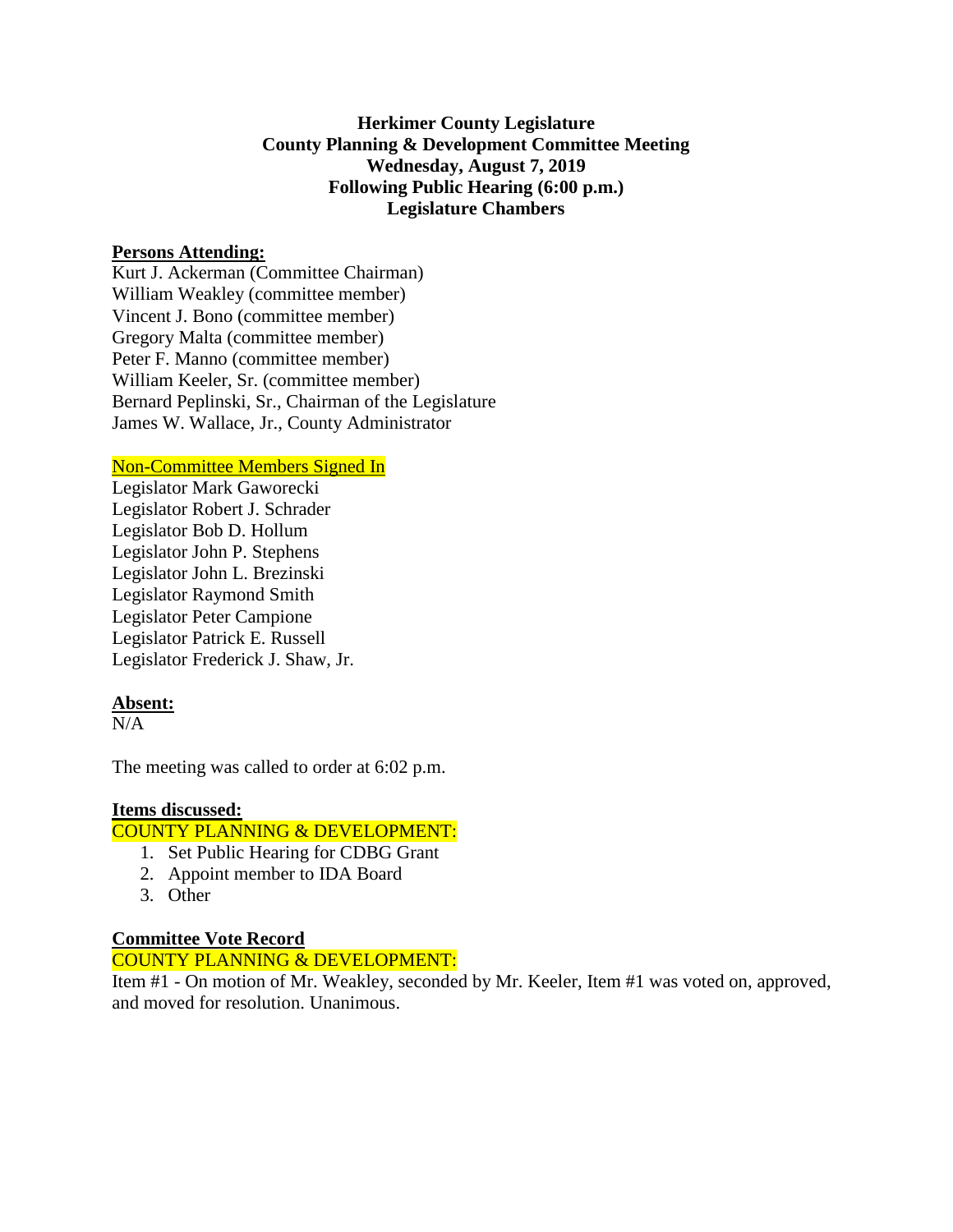**Herkimer County Legislature**
**County Planning & Development Committee Meeting**
**Wednesday, August 7, 2019**
**Following Public Hearing (6:00 p.m.)**
**Legislature Chambers**

**Persons Attending:**

Kurt J. Ackerman (Committee Chairman)
William Weakley (committee member)
Vincent J. Bono (committee member)
Gregory Malta (committee member)
Peter F. Manno (committee member)
William Keeler, Sr. (committee member)
Bernard Peplinski, Sr., Chairman of the Legislature
James W. Wallace, Jr., County Administrator

Non-Committee Members Signed In

Legislator Mark Gaworecki
Legislator Robert J. Schrader
Legislator Bob D. Hollum
Legislator John P. Stephens
Legislator John L. Brezinski
Legislator Raymond Smith
Legislator Peter Campione
Legislator Patrick E. Russell
Legislator Frederick J. Shaw, Jr.

**Absent:**

N/A

The meeting was called to order at 6:02 p.m.

**Items discussed:**

COUNTY PLANNING & DEVELOPMENT:

1. Set Public Hearing for CDBG Grant
2. Appoint member to IDA Board
3. Other

**Committee Vote Record**

COUNTY PLANNING & DEVELOPMENT:

Item #1 - On motion of Mr. Weakley, seconded by Mr. Keeler, Item #1 was voted on, approved, and moved for resolution. Unanimous.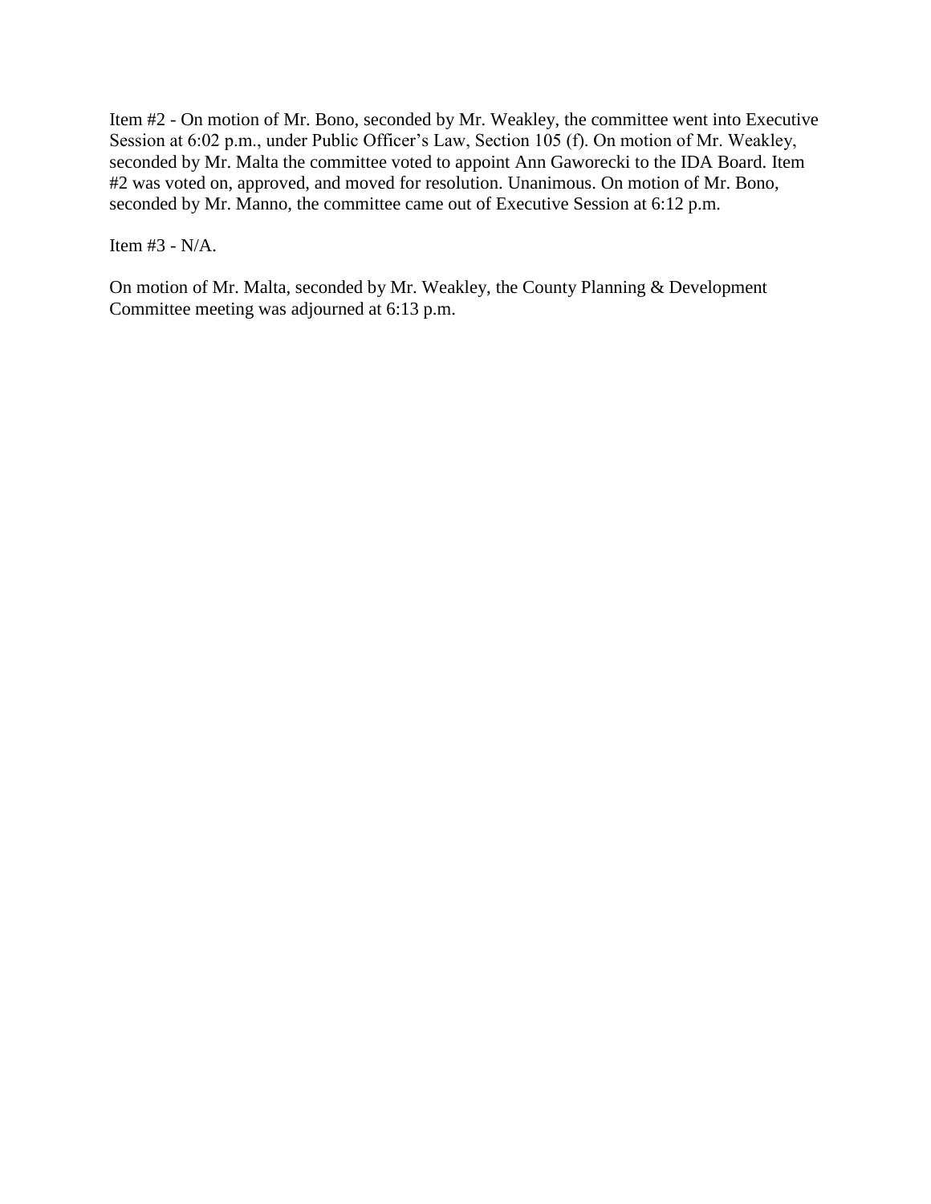Item #2 - On motion of Mr. Bono, seconded by Mr. Weakley, the committee went into Executive Session at 6:02 p.m., under Public Officer's Law, Section 105 (f). On motion of Mr. Weakley, seconded by Mr. Malta the committee voted to appoint Ann Gaworecki to the IDA Board. Item #2 was voted on, approved, and moved for resolution. Unanimous. On motion of Mr. Bono, seconded by Mr. Manno, the committee came out of Executive Session at 6:12 p.m.

Item #3 - N/A.

On motion of Mr. Malta, seconded by Mr. Weakley, the County Planning & Development Committee meeting was adjourned at 6:13 p.m.